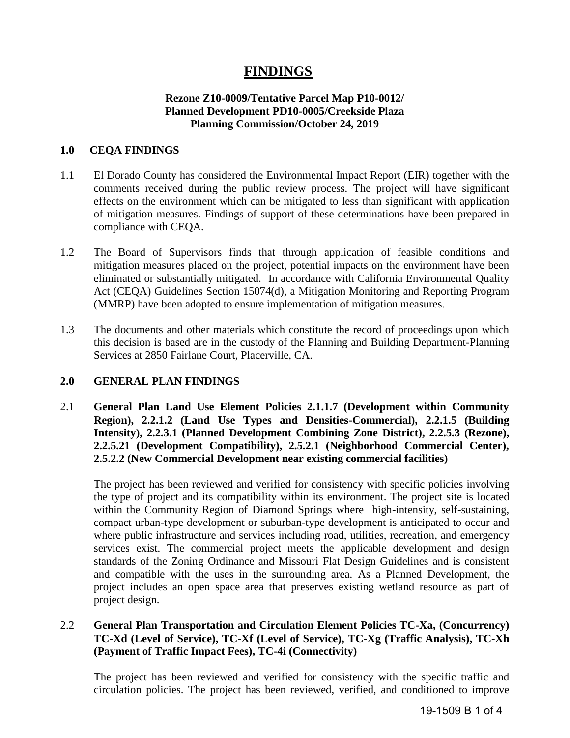# FINDINGS

**Rezone Z10-0009/Tentative Parcel Map P10-0012/**
**Planned Development PD10-0005/Creekside Plaza**
**Planning Commission/October 24, 2019**

## 1.0 CEQA FINDINGS

1.1 El Dorado County has considered the Environmental Impact Report (EIR) together with the comments received during the public review process. The project will have significant effects on the environment which can be mitigated to less than significant with application of mitigation measures. Findings of support of these determinations have been prepared in compliance with CEQA.

1.2 The Board of Supervisors finds that through application of feasible conditions and mitigation measures placed on the project, potential impacts on the environment have been eliminated or substantially mitigated. In accordance with California Environmental Quality Act (CEQA) Guidelines Section 15074(d), a Mitigation Monitoring and Reporting Program (MMRP) have been adopted to ensure implementation of mitigation measures.

1.3 The documents and other materials which constitute the record of proceedings upon which this decision is based are in the custody of the Planning and Building Department-Planning Services at 2850 Fairlane Court, Placerville, CA.

## 2.0 GENERAL PLAN FINDINGS

2.1 **General Plan Land Use Element Policies 2.1.1.7 (Development within Community Region), 2.2.1.2 (Land Use Types and Densities-Commercial), 2.2.1.5 (Building Intensity), 2.2.3.1 (Planned Development Combining Zone District), 2.2.5.3 (Rezone), 2.2.5.21 (Development Compatibility), 2.5.2.1 (Neighborhood Commercial Center), 2.5.2.2 (New Commercial Development near existing commercial facilities)**

The project has been reviewed and verified for consistency with specific policies involving the type of project and its compatibility within its environment. The project site is located within the Community Region of Diamond Springs where high-intensity, self-sustaining, compact urban-type development or suburban-type development is anticipated to occur and where public infrastructure and services including road, utilities, recreation, and emergency services exist. The commercial project meets the applicable development and design standards of the Zoning Ordinance and Missouri Flat Design Guidelines and is consistent and compatible with the uses in the surrounding area. As a Planned Development, the project includes an open space area that preserves existing wetland resource as part of project design.

2.2 **General Plan Transportation and Circulation Element Policies TC-Xa, (Concurrency) TC-Xd (Level of Service), TC-Xf (Level of Service), TC-Xg (Traffic Analysis), TC-Xh (Payment of Traffic Impact Fees), TC-4i (Connectivity)**

The project has been reviewed and verified for consistency with the specific traffic and circulation policies. The project has been reviewed, verified, and conditioned to improve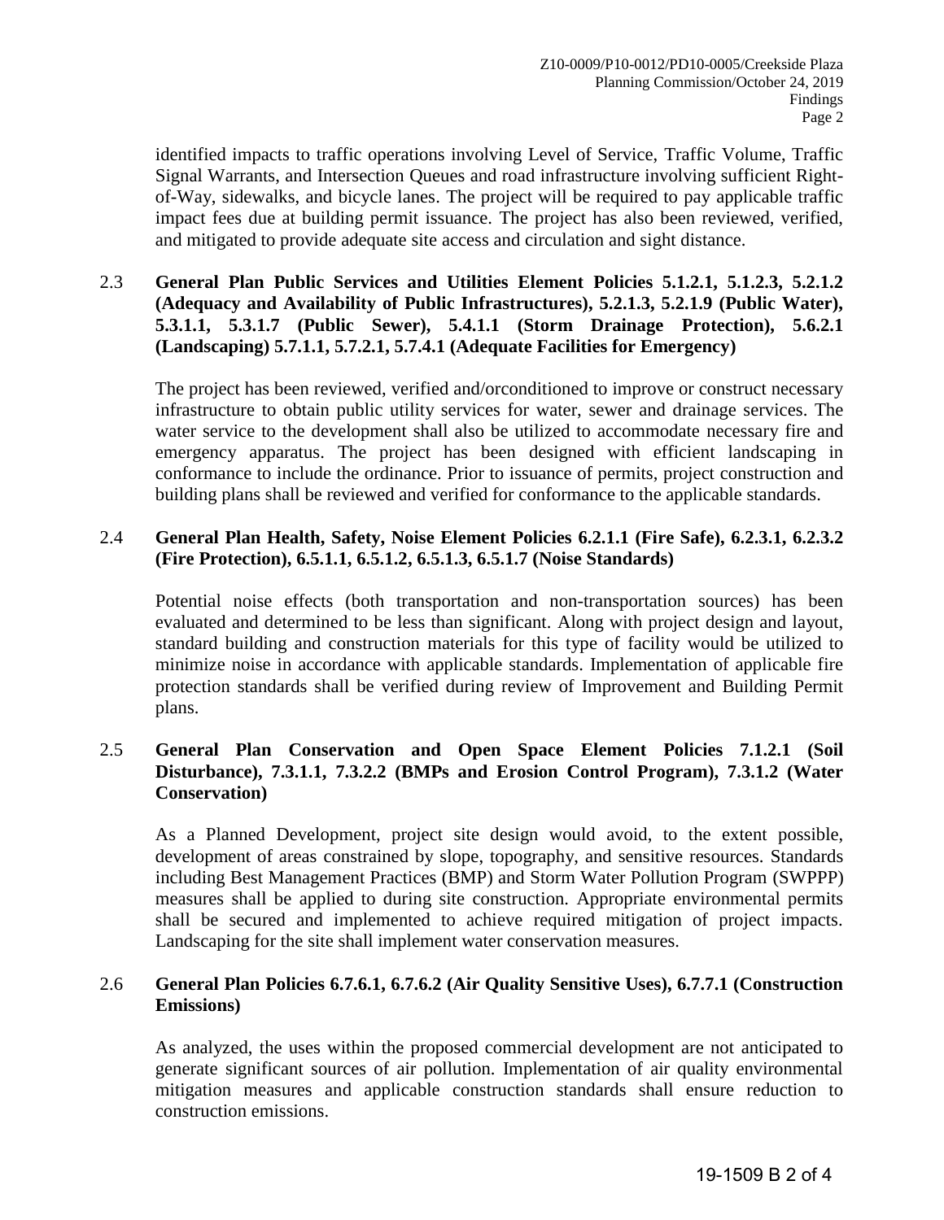identified impacts to traffic operations involving Level of Service, Traffic Volume, Traffic Signal Warrants, and Intersection Queues and road infrastructure involving sufficient Right-of-Way, sidewalks, and bicycle lanes. The project will be required to pay applicable traffic impact fees due at building permit issuance. The project has also been reviewed, verified, and mitigated to provide adequate site access and circulation and sight distance.

2.3 **General Plan Public Services and Utilities Element Policies 5.1.2.1, 5.1.2.3, 5.2.1.2 (Adequacy and Availability of Public Infrastructures), 5.2.1.3, 5.2.1.9 (Public Water), 5.3.1.1, 5.3.1.7 (Public Sewer), 5.4.1.1 (Storm Drainage Protection), 5.6.2.1 (Landscaping) 5.7.1.1, 5.7.2.1, 5.7.4.1 (Adequate Facilities for Emergency)**

The project has been reviewed, verified and/orconditioned to improve or construct necessary infrastructure to obtain public utility services for water, sewer and drainage services. The water service to the development shall also be utilized to accommodate necessary fire and emergency apparatus. The project has been designed with efficient landscaping in conformance to include the ordinance. Prior to issuance of permits, project construction and building plans shall be reviewed and verified for conformance to the applicable standards.

2.4 **General Plan Health, Safety, Noise Element Policies 6.2.1.1 (Fire Safe), 6.2.3.1, 6.2.3.2 (Fire Protection), 6.5.1.1, 6.5.1.2, 6.5.1.3, 6.5.1.7 (Noise Standards)**

Potential noise effects (both transportation and non-transportation sources) has been evaluated and determined to be less than significant. Along with project design and layout, standard building and construction materials for this type of facility would be utilized to minimize noise in accordance with applicable standards. Implementation of applicable fire protection standards shall be verified during review of Improvement and Building Permit plans.

2.5 **General Plan Conservation and Open Space Element Policies 7.1.2.1 (Soil Disturbance), 7.3.1.1, 7.3.2.2 (BMPs and Erosion Control Program), 7.3.1.2 (Water Conservation)**

As a Planned Development, project site design would avoid, to the extent possible, development of areas constrained by slope, topography, and sensitive resources. Standards including Best Management Practices (BMP) and Storm Water Pollution Program (SWPPP) measures shall be applied to during site construction. Appropriate environmental permits shall be secured and implemented to achieve required mitigation of project impacts. Landscaping for the site shall implement water conservation measures.

2.6 **General Plan Policies 6.7.6.1, 6.7.6.2 (Air Quality Sensitive Uses), 6.7.7.1 (Construction Emissions)**

As analyzed, the uses within the proposed commercial development are not anticipated to generate significant sources of air pollution. Implementation of air quality environmental mitigation measures and applicable construction standards shall ensure reduction to construction emissions.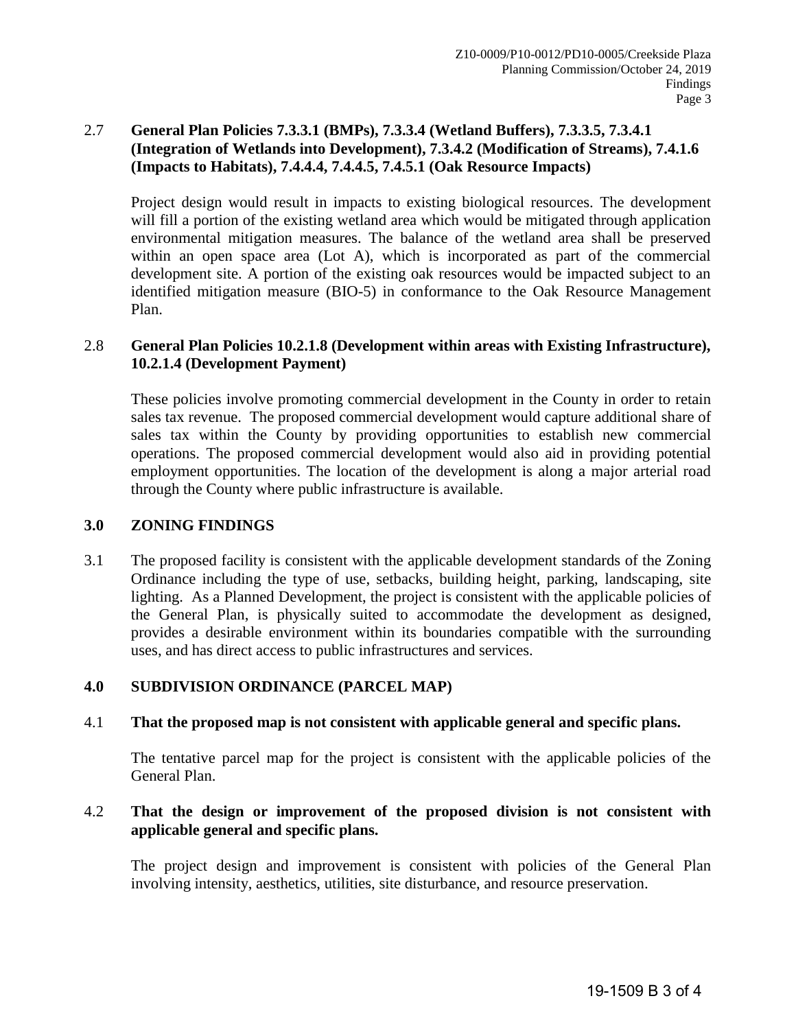## 2.7 General Plan Policies 7.3.3.1 (BMPs), 7.3.3.4 (Wetland Buffers), 7.3.3.5, 7.3.4.1 (Integration of Wetlands into Development), 7.3.4.2 (Modification of Streams), 7.4.1.6 (Impacts to Habitats), 7.4.4.4, 7.4.4.5, 7.4.5.1 (Oak Resource Impacts)

Project design would result in impacts to existing biological resources. The development will fill a portion of the existing wetland area which would be mitigated through application environmental mitigation measures. The balance of the wetland area shall be preserved within an open space area (Lot A), which is incorporated as part of the commercial development site. A portion of the existing oak resources would be impacted subject to an identified mitigation measure (BIO-5) in conformance to the Oak Resource Management Plan.

## 2.8 General Plan Policies 10.2.1.8 (Development within areas with Existing Infrastructure), 10.2.1.4 (Development Payment)

These policies involve promoting commercial development in the County in order to retain sales tax revenue. The proposed commercial development would capture additional share of sales tax within the County by providing opportunities to establish new commercial operations. The proposed commercial development would also aid in providing potential employment opportunities. The location of the development is along a major arterial road through the County where public infrastructure is available.

# 3.0 ZONING FINDINGS

3.1 The proposed facility is consistent with the applicable development standards of the Zoning Ordinance including the type of use, setbacks, building height, parking, landscaping, site lighting. As a Planned Development, the project is consistent with the applicable policies of the General Plan, is physically suited to accommodate the development as designed, provides a desirable environment within its boundaries compatible with the surrounding uses, and has direct access to public infrastructures and services.

# 4.0 SUBDIVISION ORDINANCE (PARCEL MAP)

## 4.1 That the proposed map is not consistent with applicable general and specific plans.

The tentative parcel map for the project is consistent with the applicable policies of the General Plan.

## 4.2 That the design or improvement of the proposed division is not consistent with applicable general and specific plans.

The project design and improvement is consistent with policies of the General Plan involving intensity, aesthetics, utilities, site disturbance, and resource preservation.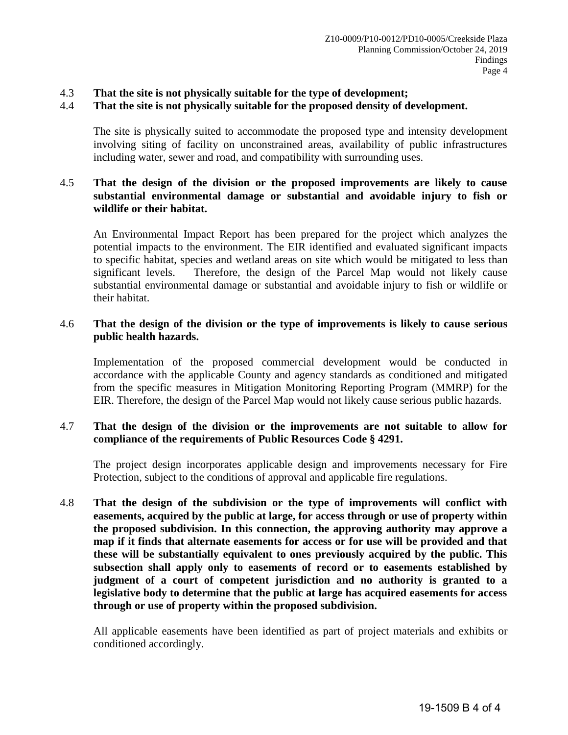4.3 **That the site is not physically suitable for the type of development;**

4.4 **That the site is not physically suitable for the proposed density of development.**

The site is physically suited to accommodate the proposed type and intensity development involving siting of facility on unconstrained areas, availability of public infrastructures including water, sewer and road, and compatibility with surrounding uses.

4.5 **That the design of the division or the proposed improvements are likely to cause substantial environmental damage or substantial and avoidable injury to fish or wildlife or their habitat.**

An Environmental Impact Report has been prepared for the project which analyzes the potential impacts to the environment. The EIR identified and evaluated significant impacts to specific habitat, species and wetland areas on site which would be mitigated to less than significant levels. Therefore, the design of the Parcel Map would not likely cause substantial environmental damage or substantial and avoidable injury to fish or wildlife or their habitat.

4.6 **That the design of the division or the type of improvements is likely to cause serious public health hazards.**

Implementation of the proposed commercial development would be conducted in accordance with the applicable County and agency standards as conditioned and mitigated from the specific measures in Mitigation Monitoring Reporting Program (MMRP) for the EIR. Therefore, the design of the Parcel Map would not likely cause serious public hazards.

4.7 **That the design of the division or the improvements are not suitable to allow for compliance of the requirements of Public Resources Code § 4291.**

The project design incorporates applicable design and improvements necessary for Fire Protection, subject to the conditions of approval and applicable fire regulations.

4.8 **That the design of the subdivision or the type of improvements will conflict with easements, acquired by the public at large, for access through or use of property within the proposed subdivision. In this connection, the approving authority may approve a map if it finds that alternate easements for access or for use will be provided and that these will be substantially equivalent to ones previously acquired by the public. This subsection shall apply only to easements of record or to easements established by judgment of a court of competent jurisdiction and no authority is granted to a legislative body to determine that the public at large has acquired easements for access through or use of property within the proposed subdivision.**

All applicable easements have been identified as part of project materials and exhibits or conditioned accordingly.